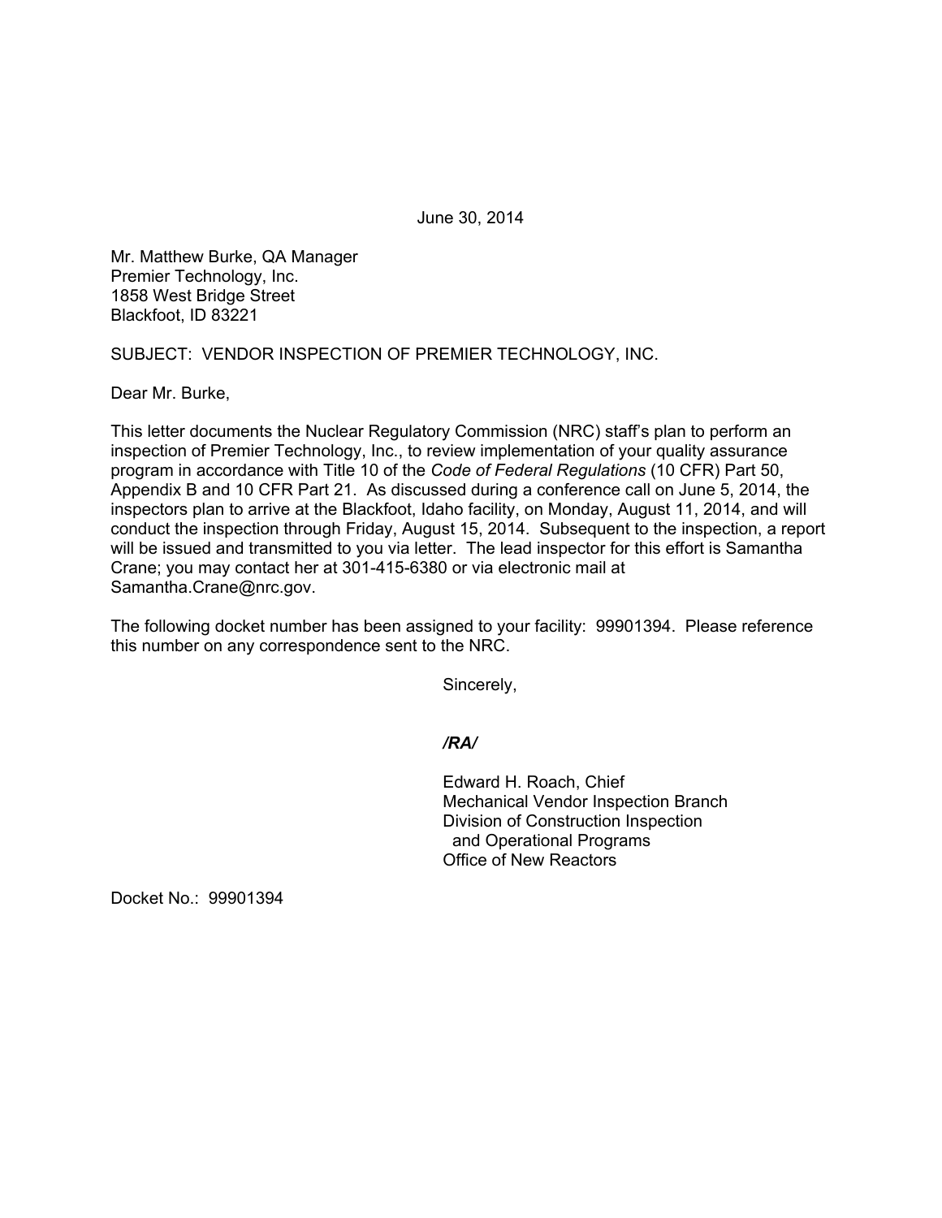June 30, 2014

Mr. Matthew Burke, QA Manager
Premier Technology, Inc.
1858 West Bridge Street
Blackfoot, ID 83221

SUBJECT: VENDOR INSPECTION OF PREMIER TECHNOLOGY, INC.

Dear Mr. Burke,

This letter documents the Nuclear Regulatory Commission (NRC) staff's plan to perform an inspection of Premier Technology, Inc., to review implementation of your quality assurance program in accordance with Title 10 of the *Code of Federal Regulations* (10 CFR) Part 50, Appendix B and 10 CFR Part 21. As discussed during a conference call on June 5, 2014, the inspectors plan to arrive at the Blackfoot, Idaho facility, on Monday, August 11, 2014, and will conduct the inspection through Friday, August 15, 2014. Subsequent to the inspection, a report will be issued and transmitted to you via letter. The lead inspector for this effort is Samantha Crane; you may contact her at 301-415-6380 or via electronic mail at Samantha.Crane@nrc.gov.

The following docket number has been assigned to your facility: 99901394. Please reference this number on any correspondence sent to the NRC.

Sincerely,

***/RA/***

Edward H. Roach, Chief
Mechanical Vendor Inspection Branch
Division of Construction Inspection
and Operational Programs
Office of New Reactors

Docket No.: 99901394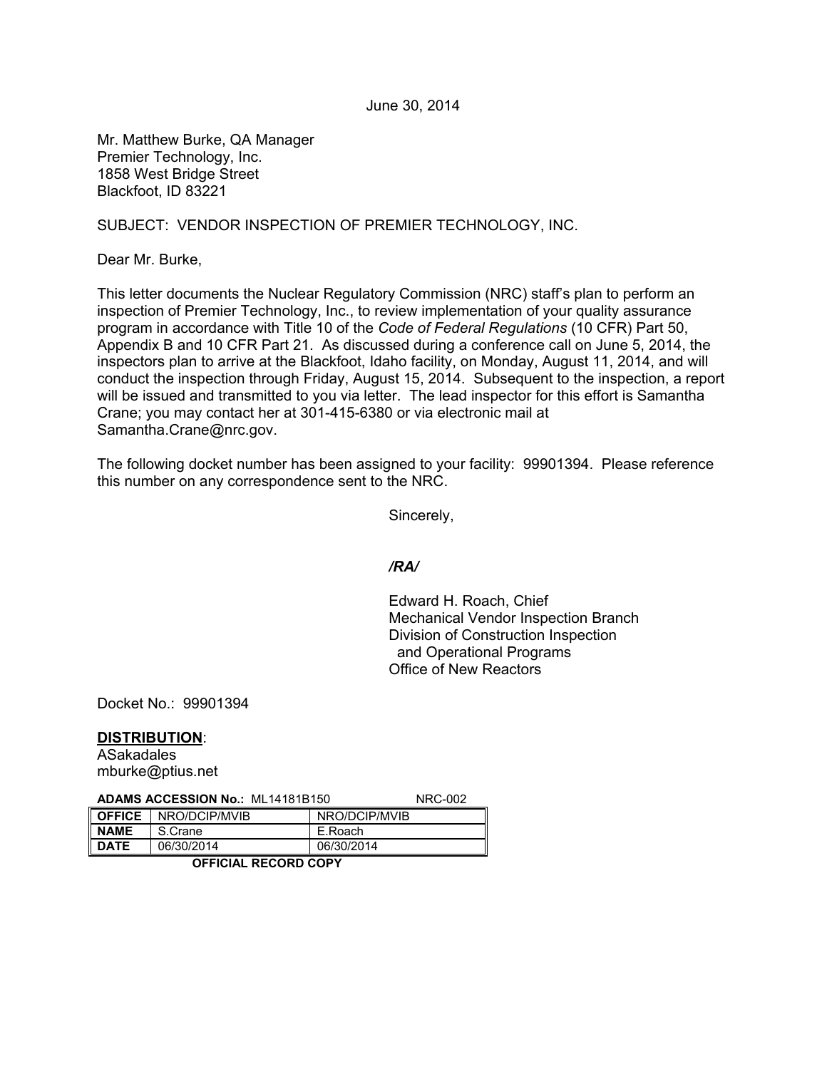June 30, 2014

Mr. Matthew Burke, QA Manager
Premier Technology, Inc.
1858 West Bridge Street
Blackfoot, ID 83221

SUBJECT: VENDOR INSPECTION OF PREMIER TECHNOLOGY, INC.

Dear Mr. Burke,

This letter documents the Nuclear Regulatory Commission (NRC) staff's plan to perform an inspection of Premier Technology, Inc., to review implementation of your quality assurance program in accordance with Title 10 of the *Code of Federal Regulations* (10 CFR) Part 50, Appendix B and 10 CFR Part 21. As discussed during a conference call on June 5, 2014, the inspectors plan to arrive at the Blackfoot, Idaho facility, on Monday, August 11, 2014, and will conduct the inspection through Friday, August 15, 2014. Subsequent to the inspection, a report will be issued and transmitted to you via letter. The lead inspector for this effort is Samantha Crane; you may contact her at 301-415-6380 or via electronic mail at Samantha.Crane@nrc.gov.

The following docket number has been assigned to your facility: 99901394. Please reference this number on any correspondence sent to the NRC.

Sincerely,

*/RA/*

Edward H. Roach, Chief
Mechanical Vendor Inspection Branch
Division of Construction Inspection
and Operational Programs
Office of New Reactors

Docket No.: 99901394

**DISTRIBUTION**:
ASakadales
mburke@ptius.net

**ADAMS ACCESSION No.:** ML14181B150 NRC-002

| | | |
|---|---|---|
| **OFFICE** | NRO/DCIP/MVIB | NRO/DCIP/MVIB |
| **NAME** | S.Crane | E.Roach |
| **DATE** | 06/30/2014 | 06/30/2014 |

**OFFICIAL RECORD COPY**